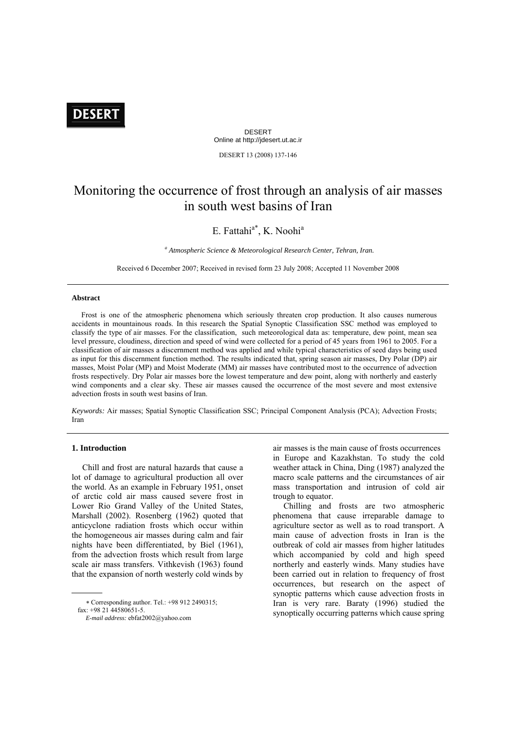# Monitoring the occurrence of frost through an analysis of air masses in south west basins of Iran

E. Fattahi[a*], K. Noohi[a]

[a] *Atmospheric Science & Meteorological Research Center, Tehran, Iran.*

Received 6 December 2007; Received in revised form 23 July 2008; Accepted 11 November 2008

---

### Abstract

Frost is one of the atmospheric phenomena which seriously threaten crop production. It also causes numerous accidents in mountainous roads. In this research the Spatial Synoptic Classification SSC method was employed to classify the type of air masses. For the classification, such meteorological data as: temperature, dew point, mean sea level pressure, cloudiness, direction and speed of wind were collected for a period of 45 years from 1961 to 2005. For a classification of air masses a discernment method was applied and while typical characteristics of seed days being used as input for this discernment function method. The results indicated that, spring season air masses, Dry Polar (DP) air masses, Moist Polar (MP) and Moist Moderate (MM) air masses have contributed most to the occurrence of advection frosts respectively. Dry Polar air masses bore the lowest temperature and dew point, along with northerly and easterly wind components and a clear sky. These air masses caused the occurrence of the most severe and most extensive advection frosts in south west basins of Iran.

*Keywords:* Air masses; Spatial Synoptic Classification SSC; Principal Component Analysis (PCA); Advection Frosts; Iran

---

## 1. Introduction

Chill and frost are natural hazards that cause a lot of damage to agricultural production all over the world. As an example in February 1951, onset of arctic cold air mass caused severe frost in Lower Rio Grand Valley of the United States, Marshall (2002). Rosenberg (1962) quoted that anticyclone radiation frosts which occur within the homogeneous air masses during calm and fair nights have been differentiated, by Biel (1961), from the advection frosts which result from large scale air mass transfers. Vithkevish (1963) found that the expansion of north westerly cold winds by air masses is the main cause of frosts occurrences in Europe and Kazakhstan. To study the cold weather attack in China, Ding (1987) analyzed the macro scale patterns and the circumstances of air mass transportation and intrusion of cold air trough to equator.

Chilling and frosts are two atmospheric phenomena that cause irreparable damage to agriculture sector as well as to road transport. A main cause of advection frosts in Iran is the outbreak of cold air masses from higher latitudes which accompanied by cold and high speed northerly and easterly winds. Many studies have been carried out in relation to frequency of frost occurrences, but research on the aspect of synoptic patterns which cause advection frosts in Iran is very rare. Baraty (1996) studied the synoptically occurring patterns which cause spring

---

* Corresponding author. Tel.: +98 912 2490315; fax: +98 21 44580651-5.
*E-mail address:* ebfat2002@yahoo.com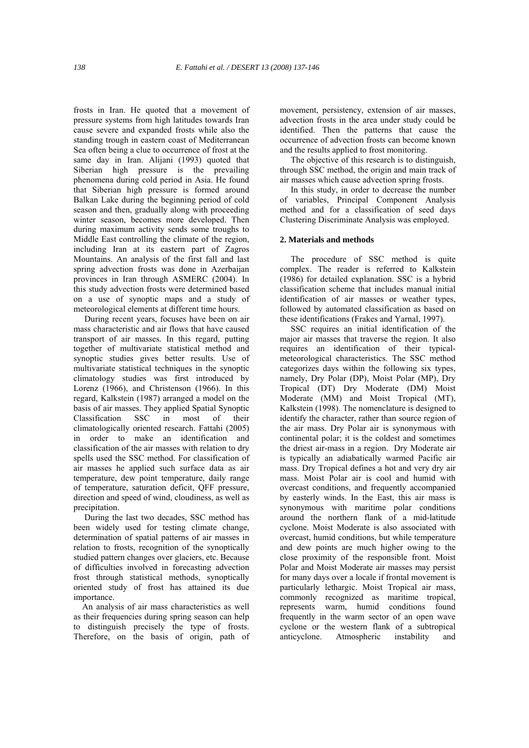frosts in Iran. He quoted that a movement of pressure systems from high latitudes towards Iran cause severe and expanded frosts while also the standing trough in eastern coast of Mediterranean Sea often being a clue to occurrence of frost at the same day in Iran. Alijani (1993) quoted that Siberian high pressure is the prevailing phenomena during cold period in Asia. He found that Siberian high pressure is formed around Balkan Lake during the beginning period of cold season and then, gradually along with proceeding winter season, becomes more developed. Then during maximum activity sends some troughs to Middle East controlling the climate of the region, including Iran at its eastern part of Zagros Mountains. An analysis of the first fall and last spring advection frosts was done in Azerbaijan provinces in Iran through ASMERC (2004). In this study advection frosts were determined based on a use of synoptic maps and a study of meteorological elements at different time hours.

During recent years, focuses have been on air mass characteristic and air flows that have caused transport of air masses. In this regard, putting together of multivariate statistical method and synoptic studies gives better results. Use of multivariate statistical techniques in the synoptic climatology studies was first introduced by Lorenz (1966), and Christenson (1966). In this regard, Kalkstein (1987) arranged a model on the basis of air masses. They applied Spatial Synoptic Classification SSC in most of their climatologically oriented research. Fattahi (2005) in order to make an identification and classification of the air masses with relation to dry spells used the SSC method. For classification of air masses he applied such surface data as air temperature, dew point temperature, daily range of temperature, saturation deficit, QFF pressure, direction and speed of wind, cloudiness, as well as precipitation.

During the last two decades, SSC method has been widely used for testing climate change, determination of spatial patterns of air masses in relation to frosts, recognition of the synoptically studied pattern changes over glaciers, etc. Because of difficulties involved in forecasting advection frost through statistical methods, synoptically oriented study of frost has attained its due importance.

An analysis of air mass characteristics as well as their frequencies during spring season can help to distinguish precisely the type of frosts. Therefore, on the basis of origin, path of movement, persistency, extension of air masses, advection frosts in the area under study could be identified. Then the patterns that cause the occurrence of advection frosts can become known and the results applied to frost monitoring.

The objective of this research is to distinguish, through SSC method, the origin and main track of air masses which cause advection spring frosts.

In this study, in order to decrease the number of variables, Principal Component Analysis method and for a classification of seed days Clustering Discriminate Analysis was employed.

## 2. Materials and methods

The procedure of SSC method is quite complex. The reader is referred to Kalkstein (1986) for detailed explanation. SSC is a hybrid classification scheme that includes manual initial identification of air masses or weather types, followed by automated classification as based on these identifications (Frakes and Yarnal, 1997).

SSC requires an initial identification of the major air masses that traverse the region. It also requires an identification of their typical-meteorological characteristics. The SSC method categorizes days within the following six types, namely, Dry Polar (DP), Moist Polar (MP), Dry Tropical (DT) Dry Moderate (DM) Moist Moderate (MM) and Moist Tropical (MT), Kalkstein (1998). The nomenclature is designed to identify the character, rather than source region of the air mass. Dry Polar air is synonymous with continental polar; it is the coldest and sometimes the driest air-mass in a region. Dry Moderate air is typically an adiabatically warmed Pacific air mass. Dry Tropical defines a hot and very dry air mass. Moist Polar air is cool and humid with overcast conditions, and frequently accompanied by easterly winds. In the East, this air mass is synonymous with maritime polar conditions around the northern flank of a mid-latitude cyclone. Moist Moderate is also associated with overcast, humid conditions, but while temperature and dew points are much higher owing to the close proximity of the responsible front. Moist Polar and Moist Moderate air masses may persist for many days over a locale if frontal movement is particularly lethargic. Moist Tropical air mass, commonly recognized as maritime tropical, represents warm, humid conditions found frequently in the warm sector of an open wave cyclone or the western flank of a subtropical anticyclone. Atmospheric instability and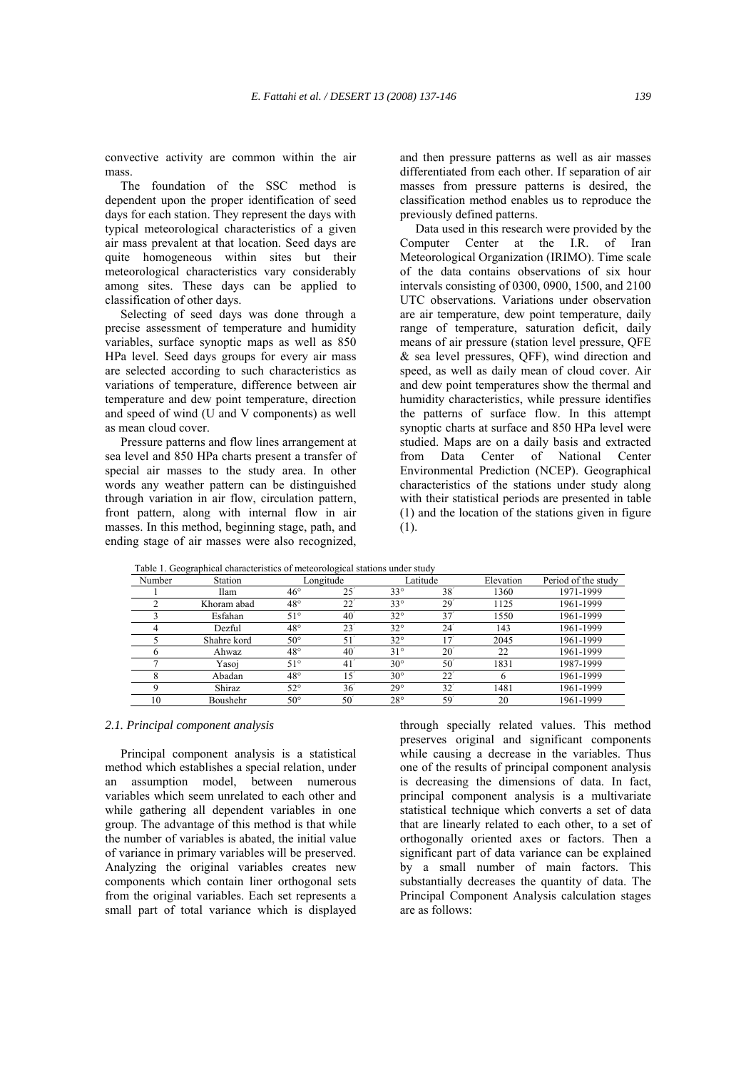convective activity are common within the air mass.

The foundation of the SSC method is dependent upon the proper identification of seed days for each station. They represent the days with typical meteorological characteristics of a given air mass prevalent at that location. Seed days are quite homogeneous within sites but their meteorological characteristics vary considerably among sites. These days can be applied to classification of other days.

Selecting of seed days was done through a precise assessment of temperature and humidity variables, surface synoptic maps as well as 850 HPa level. Seed days groups for every air mass are selected according to such characteristics as variations of temperature, difference between air temperature and dew point temperature, direction and speed of wind (U and V components) as well as mean cloud cover.

Pressure patterns and flow lines arrangement at sea level and 850 HPa charts present a transfer of special air masses to the study area. In other words any weather pattern can be distinguished through variation in air flow, circulation pattern, front pattern, along with internal flow in air masses. In this method, beginning stage, path, and ending stage of air masses were also recognized, and then pressure patterns as well as air masses differentiated from each other. If separation of air masses from pressure patterns is desired, the classification method enables us to reproduce the previously defined patterns.

Data used in this research were provided by the Computer Center at the I.R. of Iran Meteorological Organization (IRIMO). Time scale of the data contains observations of six hour intervals consisting of 0300, 0900, 1500, and 2100 UTC observations. Variations under observation are air temperature, dew point temperature, daily range of temperature, saturation deficit, daily means of air pressure (station level pressure, QFE & sea level pressures, QFF), wind direction and speed, as well as daily mean of cloud cover. Air and dew point temperatures show the thermal and humidity characteristics, while pressure identifies the patterns of surface flow. In this attempt synoptic charts at surface and 850 HPa level were studied. Maps are on a daily basis and extracted from Data Center of National Center Environmental Prediction (NCEP). Geographical characteristics of the stations under study along with their statistical periods are presented in table (1) and the location of the stations given in figure (1).

Table 1. Geographical characteristics of meteorological stations under study

| Number | Station | Longitude | | Latitude | | Elevation | Period of the study |
|---|---|---|---|---|---|---|---|
| 1 | Ilam | 46° | 25´ | 33° | 38´ | 1360 | 1971-1999 |
| 2 | Khoram abad | 48° | 22´ | 33° | 29´ | 1125 | 1961-1999 |
| 3 | Esfahan | 51° | 40´ | 32° | 37´ | 1550 | 1961-1999 |
| 4 | Dezful | 48° | 23´ | 32° | 24´ | 143 | 1961-1999 |
| 5 | Shahre kord | 50° | 51´ | 32° | 17´ | 2045 | 1961-1999 |
| 6 | Ahwaz | 48° | 40´ | 31° | 20´ | 22 | 1961-1999 |
| 7 | Yasoj | 51° | 41´ | 30° | 50´ | 1831 | 1987-1999 |
| 8 | Abadan | 48° | 15´ | 30° | 22´ | 6 | 1961-1999 |
| 9 | Shiraz | 52° | 36´ | 29° | 32´ | 1481 | 1961-1999 |
| 10 | Boushehr | 50° | 50´ | 28° | 59´ | 20 | 1961-1999 |

### *2.1. Principal component analysis*

Principal component analysis is a statistical method which establishes a special relation, under an assumption model, between numerous variables which seem unrelated to each other and while gathering all dependent variables in one group. The advantage of this method is that while the number of variables is abated, the initial value of variance in primary variables will be preserved. Analyzing the original variables creates new components which contain liner orthogonal sets from the original variables. Each set represents a small part of total variance which is displayed through specially related values. This method preserves original and significant components while causing a decrease in the variables. Thus one of the results of principal component analysis is decreasing the dimensions of data. In fact, principal component analysis is a multivariate statistical technique which converts a set of data that are linearly related to each other, to a set of orthogonally oriented axes or factors. Then a significant part of data variance can be explained by a small number of main factors. This substantially decreases the quantity of data. The Principal Component Analysis calculation stages are as follows: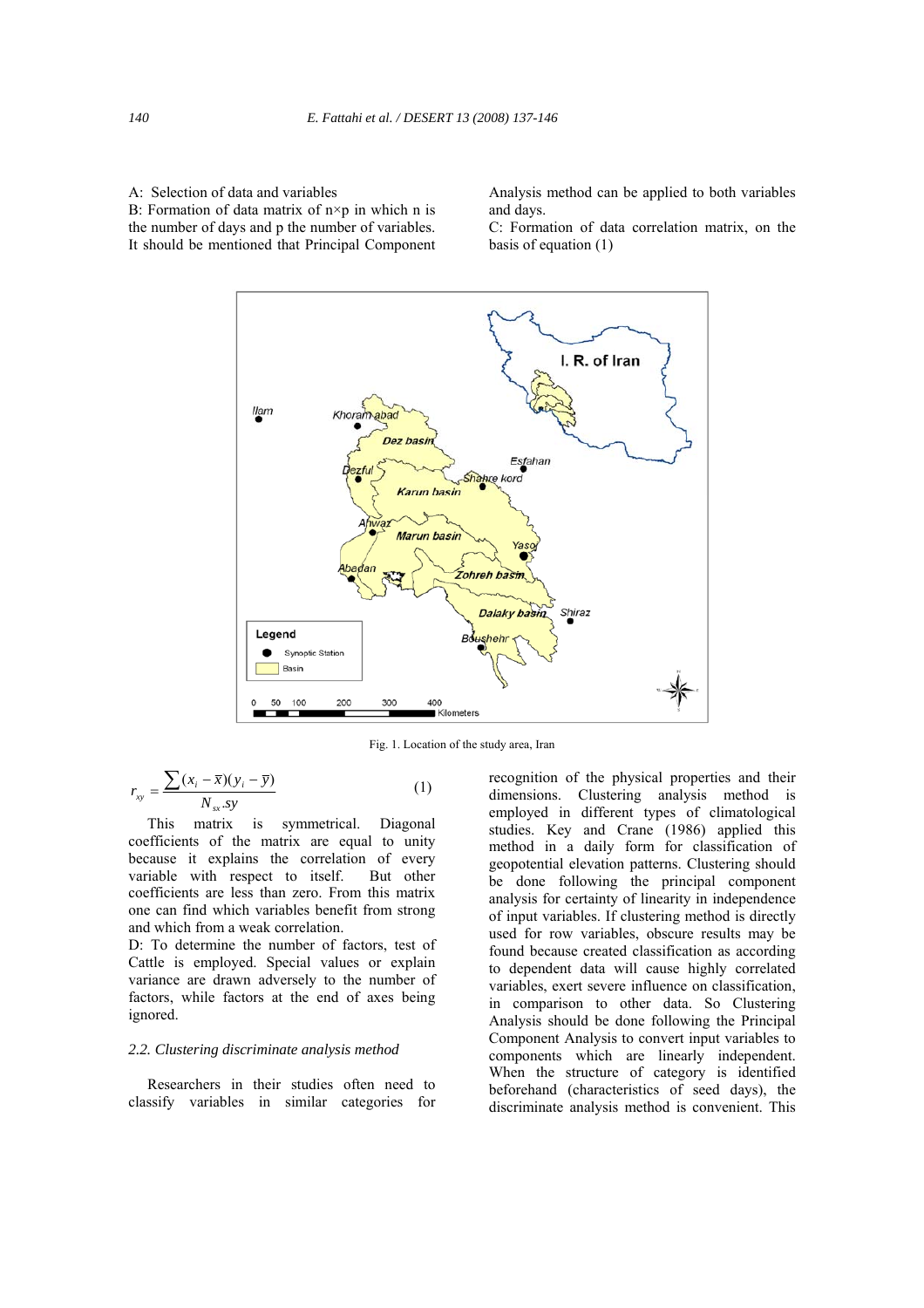A: Selection of data and variables

B: Formation of data matrix of n×p in which n is the number of days and p the number of variables. It should be mentioned that Principal Component Analysis method can be applied to both variables and days.

C: Formation of data correlation matrix, on the basis of equation (1)

Fig. 1. Location of the study area, Iran

$$r_{xy} = \frac{\sum (x_i - \bar{x})(y_i - \bar{y})}{N_{sx}.sy} \tag{1}$$

This matrix is symmetrical. Diagonal coefficients of the matrix are equal to unity because it explains the correlation of every variable with respect to itself. But other coefficients are less than zero. From this matrix one can find which variables benefit from strong and which from a weak correlation.

D: To determine the number of factors, test of Cattle is employed. Special values or explain variance are drawn adversely to the number of factors, while factors at the end of axes being ignored.

### *2.2. Clustering discriminate analysis method*

Researchers in their studies often need to classify variables in similar categories for recognition of the physical properties and their dimensions. Clustering analysis method is employed in different types of climatological studies. Key and Crane (1986) applied this method in a daily form for classification of geopotential elevation patterns. Clustering should be done following the principal component analysis for certainty of linearity in independence of input variables. If clustering method is directly used for row variables, obscure results may be found because created classification as according to dependent data will cause highly correlated variables, exert severe influence on classification, in comparison to other data. So Clustering Analysis should be done following the Principal Component Analysis to convert input variables to components which are linearly independent. When the structure of category is identified beforehand (characteristics of seed days), the discriminate analysis method is convenient. This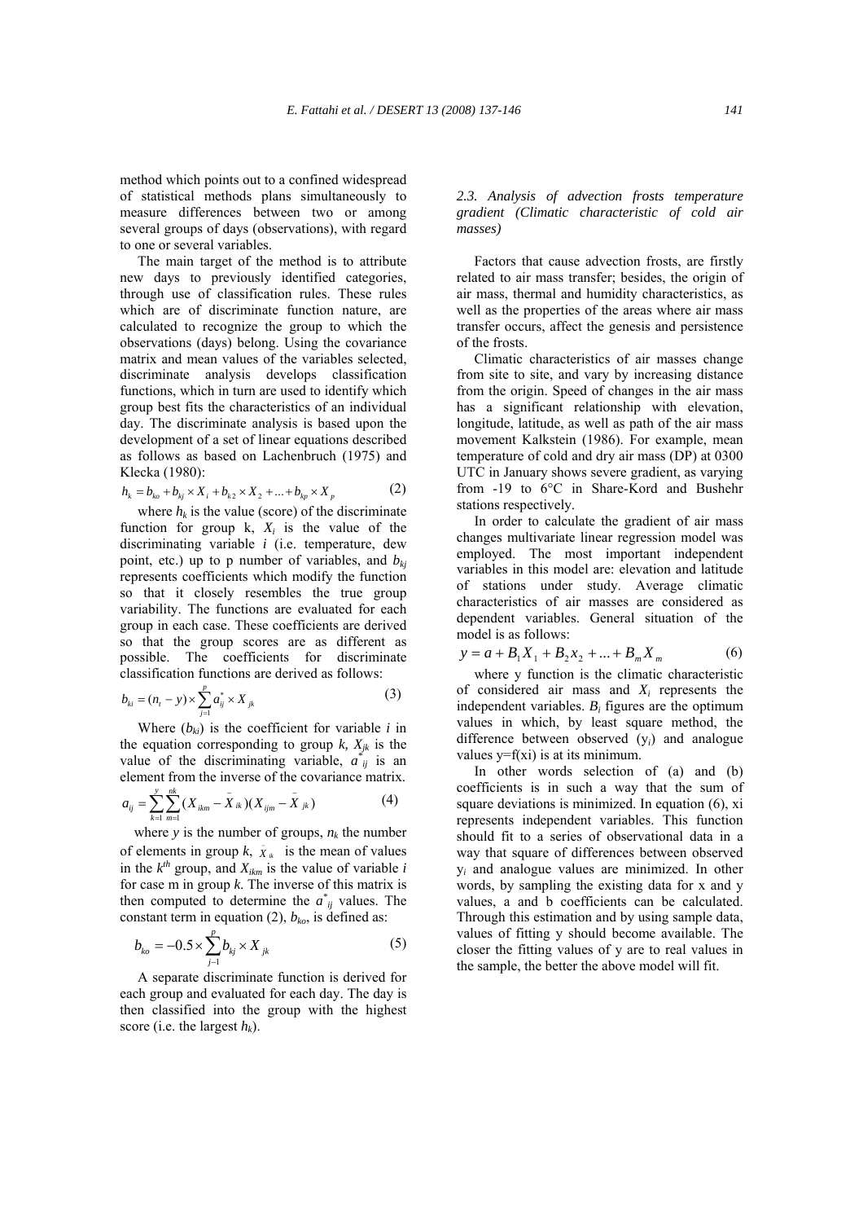method which points out to a confined widespread of statistical methods plans simultaneously to measure differences between two or among several groups of days (observations), with regard to one or several variables.

The main target of the method is to attribute new days to previously identified categories, through use of classification rules. These rules which are of discriminate function nature, are calculated to recognize the group to which the observations (days) belong. Using the covariance matrix and mean values of the variables selected, discriminate analysis develops classification functions, which in turn are used to identify which group best fits the characteristics of an individual day. The discriminate analysis is based upon the development of a set of linear equations described as follows as based on Lachenbruch (1975) and Klecka (1980):

$$h_k = b_{ko} + b_{kj} \times X_i + b_{k2} \times X_2 + ... + b_{kp} \times X_p \quad (2)$$

where $h_k$ is the value (score) of the discriminate function for group k, $X_i$ is the value of the discriminating variable $i$ (i.e. temperature, dew point, etc.) up to p number of variables, and $b_{kj}$ represents coefficients which modify the function so that it closely resembles the true group variability. The functions are evaluated for each group in each case. These coefficients are derived so that the group scores are as different as possible. The coefficients for discriminate classification functions are derived as follows:

$$b_{ki} = (n_t - y) \times \sum_{j=1}^{p} a_{ij}^{*} \times X_{jk} \quad (3)$$

Where ($b_{ki}$) is the coefficient for variable $i$ in the equation corresponding to group $k$, $X_{jk}$ is the value of the discriminating variable, $a^{*}_{ij}$ is an element from the inverse of the covariance matrix.

$$a_{ij} = \sum_{k=1}^{y} \sum_{m=1}^{nk} (X_{ikm} - \bar{X}_{ik})(X_{ijm} - \bar{X}_{jk}) \quad (4)$$

where $y$ is the number of groups, $n_k$ the number of elements in group $k$, $\bar{X}_{ik}$ is the mean of values in the $k^{th}$ group, and $X_{ikm}$ is the value of variable $i$ for case m in group $k$. The inverse of this matrix is then computed to determine the $a^{*}_{ij}$ values. The constant term in equation (2), $b_{ko}$, is defined as:

$$b_{ko} = -0.5 \times \sum_{j-1}^{p} b_{kj} \times X_{jk} \quad (5)$$

A separate discriminate function is derived for each group and evaluated for each day. The day is then classified into the group with the highest score (i.e. the largest $h_k$).

### *2.3. Analysis of advection frosts temperature gradient (Climatic characteristic of cold air masses)*

Factors that cause advection frosts, are firstly related to air mass transfer; besides, the origin of air mass, thermal and humidity characteristics, as well as the properties of the areas where air mass transfer occurs, affect the genesis and persistence of the frosts.

Climatic characteristics of air masses change from site to site, and vary by increasing distance from the origin. Speed of changes in the air mass has a significant relationship with elevation, longitude, latitude, as well as path of the air mass movement Kalkstein (1986). For example, mean temperature of cold and dry air mass (DP) at 0300 UTC in January shows severe gradient, as varying from -19 to 6°C in Share-Kord and Bushehr stations respectively.

In order to calculate the gradient of air mass changes multivariate linear regression model was employed. The most important independent variables in this model are: elevation and latitude of stations under study. Average climatic characteristics of air masses are considered as dependent variables. General situation of the model is as follows:

$$y = a + B_1 X_1 + B_2 x_2 + ... + B_m X_m \quad (6)$$

where y function is the climatic characteristic of considered air mass and $X_i$ represents the independent variables. $B_i$ figures are the optimum values in which, by least square method, the difference between observed ($y_i$) and analogue values y=f(xi) is at its minimum.

In other words selection of (a) and (b) coefficients is in such a way that the sum of square deviations is minimized. In equation (6), xi represents independent variables. This function should fit to a series of observational data in a way that square of differences between observed $y_i$ and analogue values are minimized. In other words, by sampling the existing data for x and y values, a and b coefficients can be calculated. Through this estimation and by using sample data, values of fitting y should become available. The closer the fitting values of y are to real values in the sample, the better the above model will fit.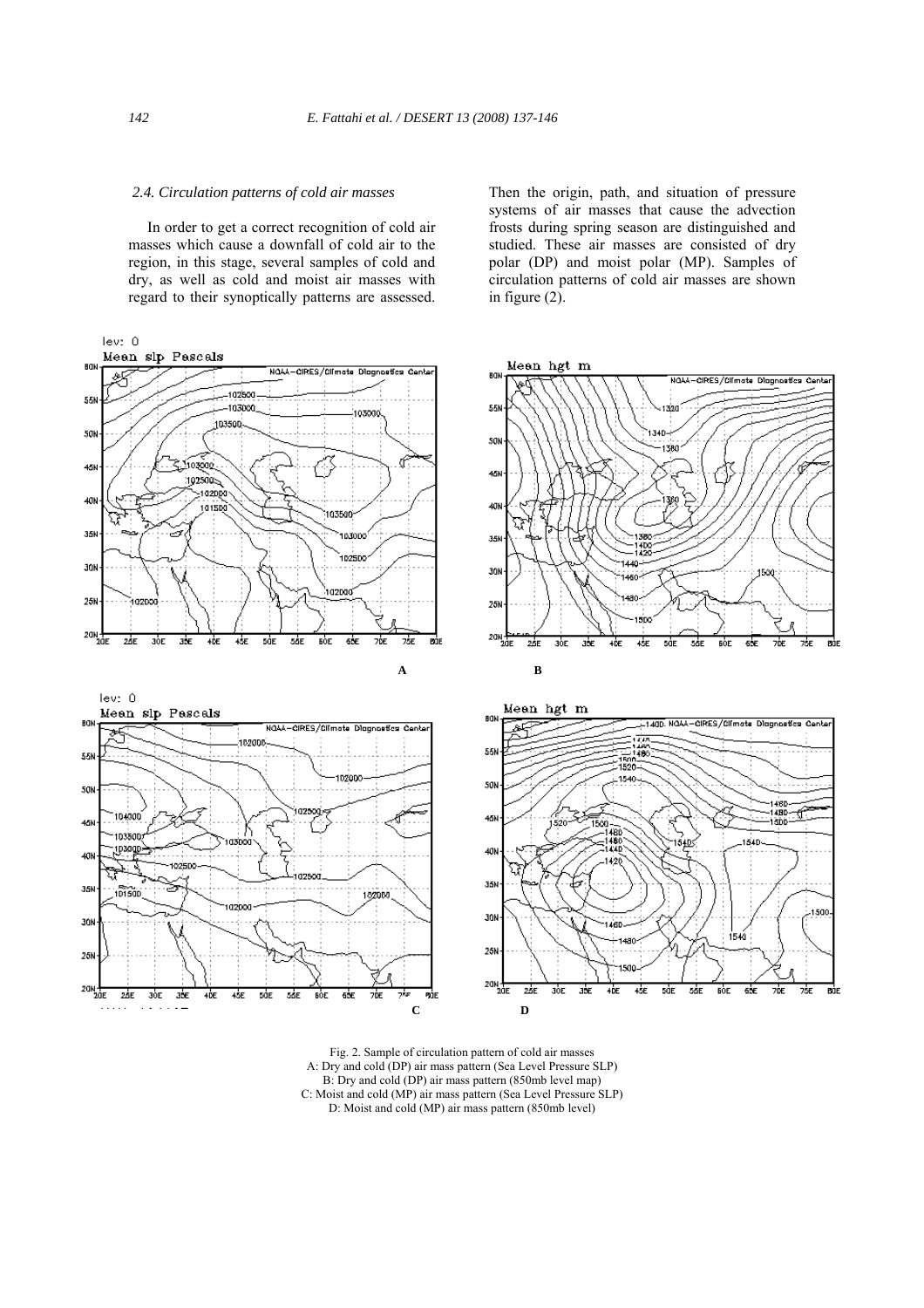### 2.4. Circulation patterns of cold air masses

In order to get a correct recognition of cold air masses which cause a downfall of cold air to the region, in this stage, several samples of cold and dry, as well as cold and moist air masses with regard to their synoptically patterns are assessed. Then the origin, path, and situation of pressure systems of air masses that cause the advection frosts during spring season are distinguished and studied. These air masses are consisted of dry polar (DP) and moist polar (MP). Samples of circulation patterns of cold air masses are shown in figure (2).

Fig. 2. Sample of circulation pattern of cold air masses
A: Dry and cold (DP) air mass pattern (Sea Level Pressure SLP)
B: Dry and cold (DP) air mass pattern (850mb level map)
C: Moist and cold (MP) air mass pattern (Sea Level Pressure SLP)
D: Moist and cold (MP) air mass pattern (850mb level)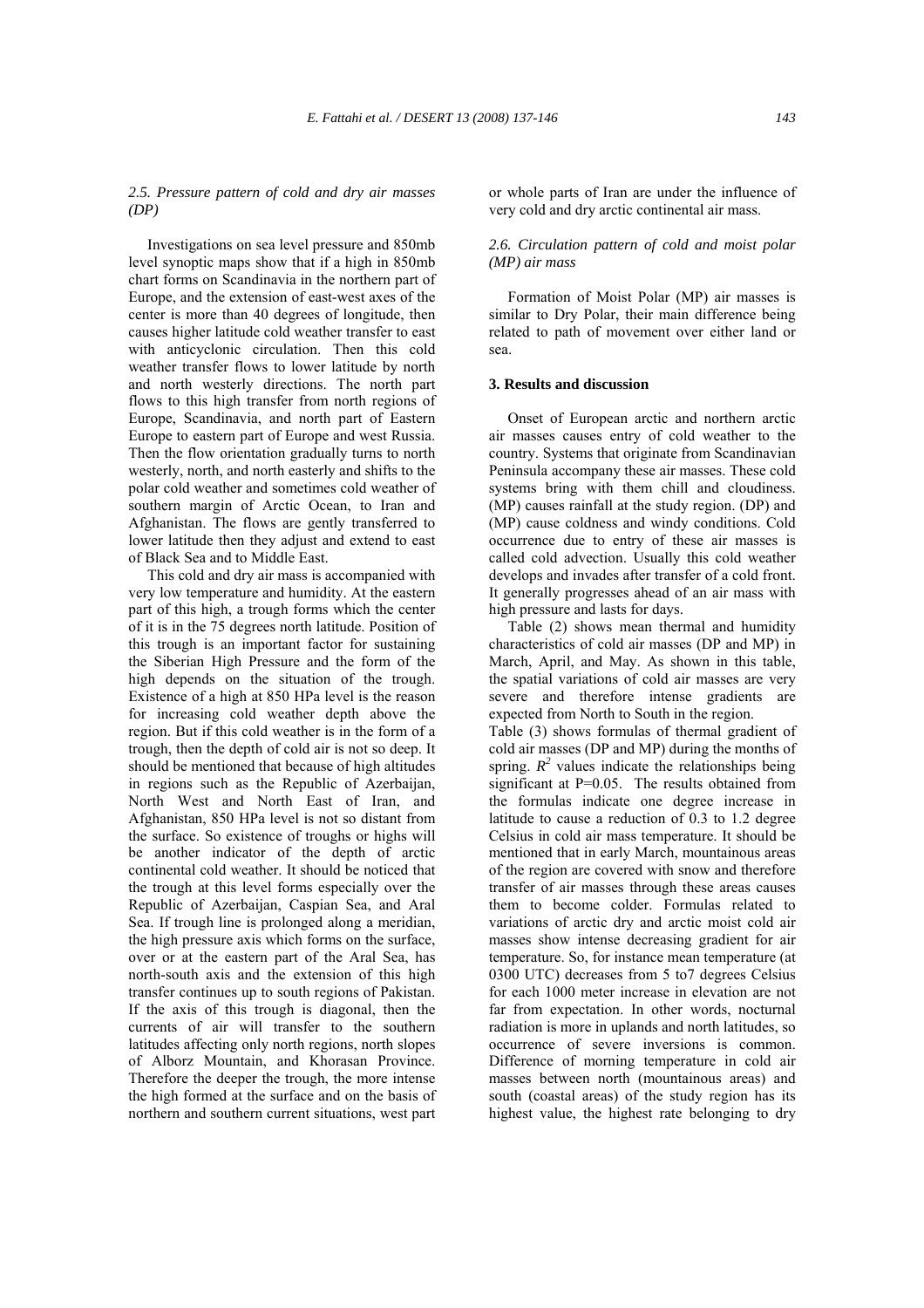### *2.5. Pressure pattern of cold and dry air masses (DP)*

Investigations on sea level pressure and 850mb level synoptic maps show that if a high in 850mb chart forms on Scandinavia in the northern part of Europe, and the extension of east-west axes of the center is more than 40 degrees of longitude, then causes higher latitude cold weather transfer to east with anticyclonic circulation. Then this cold weather transfer flows to lower latitude by north and north westerly directions. The north part flows to this high transfer from north regions of Europe, Scandinavia, and north part of Eastern Europe to eastern part of Europe and west Russia. Then the flow orientation gradually turns to north westerly, north, and north easterly and shifts to the polar cold weather and sometimes cold weather of southern margin of Arctic Ocean, to Iran and Afghanistan. The flows are gently transferred to lower latitude then they adjust and extend to east of Black Sea and to Middle East.

This cold and dry air mass is accompanied with very low temperature and humidity. At the eastern part of this high, a trough forms which the center of it is in the 75 degrees north latitude. Position of this trough is an important factor for sustaining the Siberian High Pressure and the form of the high depends on the situation of the trough. Existence of a high at 850 HPa level is the reason for increasing cold weather depth above the region. But if this cold weather is in the form of a trough, then the depth of cold air is not so deep. It should be mentioned that because of high altitudes in regions such as the Republic of Azerbaijan, North West and North East of Iran, and Afghanistan, 850 HPa level is not so distant from the surface. So existence of troughs or highs will be another indicator of the depth of arctic continental cold weather. It should be noticed that the trough at this level forms especially over the Republic of Azerbaijan, Caspian Sea, and Aral Sea. If trough line is prolonged along a meridian, the high pressure axis which forms on the surface, over or at the eastern part of the Aral Sea, has north-south axis and the extension of this high transfer continues up to south regions of Pakistan. If the axis of this trough is diagonal, then the currents of air will transfer to the southern latitudes affecting only north regions, north slopes of Alborz Mountain, and Khorasan Province. Therefore the deeper the trough, the more intense the high formed at the surface and on the basis of northern and southern current situations, west part or whole parts of Iran are under the influence of very cold and dry arctic continental air mass.

### *2.6. Circulation pattern of cold and moist polar (MP) air mass*

Formation of Moist Polar (MP) air masses is similar to Dry Polar, their main difference being related to path of movement over either land or sea.

## 3. Results and discussion

Onset of European arctic and northern arctic air masses causes entry of cold weather to the country. Systems that originate from Scandinavian Peninsula accompany these air masses. These cold systems bring with them chill and cloudiness. (MP) causes rainfall at the study region. (DP) and (MP) cause coldness and windy conditions. Cold occurrence due to entry of these air masses is called cold advection. Usually this cold weather develops and invades after transfer of a cold front. It generally progresses ahead of an air mass with high pressure and lasts for days.

Table (2) shows mean thermal and humidity characteristics of cold air masses (DP and MP) in March, April, and May. As shown in this table, the spatial variations of cold air masses are very severe and therefore intense gradients are expected from North to South in the region.

Table (3) shows formulas of thermal gradient of cold air masses (DP and MP) during the months of spring. $R^2$ values indicate the relationships being significant at P=0.05. The results obtained from the formulas indicate one degree increase in latitude to cause a reduction of 0.3 to 1.2 degree Celsius in cold air mass temperature. It should be mentioned that in early March, mountainous areas of the region are covered with snow and therefore transfer of air masses through these areas causes them to become colder. Formulas related to variations of arctic dry and arctic moist cold air masses show intense decreasing gradient for air temperature. So, for instance mean temperature (at 0300 UTC) decreases from 5 to7 degrees Celsius for each 1000 meter increase in elevation are not far from expectation. In other words, nocturnal radiation is more in uplands and north latitudes, so occurrence of severe inversions is common. Difference of morning temperature in cold air masses between north (mountainous areas) and south (coastal areas) of the study region has its highest value, the highest rate belonging to dry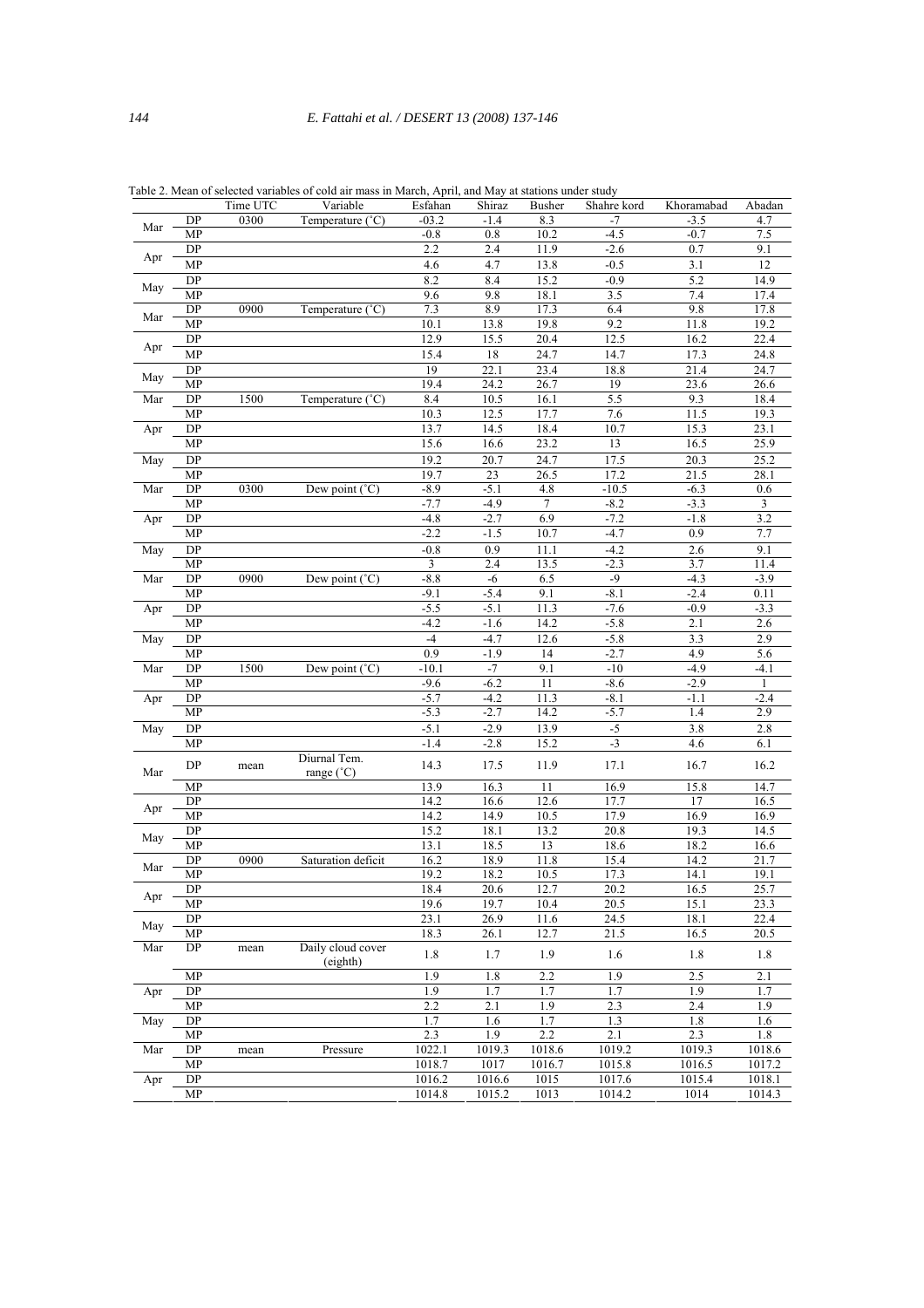Table 2. Mean of selected variables of cold air mass in March, April, and May at stations under study

| | | Time UTC | Variable | Esfahan | Shiraz | Busher | Shahre kord | Khoramabad | Abadan |
|---|---|---|---|---|---|---|---|---|---|
| Mar | DP | 0300 | Temperature (˚C) | -03.2 | -1.4 | 8.3 | -7 | -3.5 | 4.7 |
| | MP | | | -0.8 | 0.8 | 10.2 | -4.5 | -0.7 | 7.5 |
| Apr | DP | | | 2.2 | 2.4 | 11.9 | -2.6 | 0.7 | 9.1 |
| | MP | | | 4.6 | 4.7 | 13.8 | -0.5 | 3.1 | 12 |
| May | DP | | | 8.2 | 8.4 | 15.2 | -0.9 | 5.2 | 14.9 |
| | MP | | | 9.6 | 9.8 | 18.1 | 3.5 | 7.4 | 17.4 |
| Mar | DP | 0900 | Temperature (˚C) | 7.3 | 8.9 | 17.3 | 6.4 | 9.8 | 17.8 |
| | MP | | | 10.1 | 13.8 | 19.8 | 9.2 | 11.8 | 19.2 |
| Apr | DP | | | 12.9 | 15.5 | 20.4 | 12.5 | 16.2 | 22.4 |
| | MP | | | 15.4 | 18 | 24.7 | 14.7 | 17.3 | 24.8 |
| May | DP | | | 19 | 22.1 | 23.4 | 18.8 | 21.4 | 24.7 |
| | MP | | | 19.4 | 24.2 | 26.7 | 19 | 23.6 | 26.6 |
| Mar | DP | 1500 | Temperature (˚C) | 8.4 | 10.5 | 16.1 | 5.5 | 9.3 | 18.4 |
| | MP | | | 10.3 | 12.5 | 17.7 | 7.6 | 11.5 | 19.3 |
| Apr | DP | | | 13.7 | 14.5 | 18.4 | 10.7 | 15.3 | 23.1 |
| | MP | | | 15.6 | 16.6 | 23.2 | 13 | 16.5 | 25.9 |
| May | DP | | | 19.2 | 20.7 | 24.7 | 17.5 | 20.3 | 25.2 |
| | MP | | | 19.7 | 23 | 26.5 | 17.2 | 21.5 | 28.1 |
| Mar | DP | 0300 | Dew point (˚C) | -8.9 | -5.1 | 4.8 | -10.5 | -6.3 | 0.6 |
| | MP | | | -7.7 | -4.9 | 7 | -8.2 | -3.3 | 3 |
| Apr | DP | | | -4.8 | -2.7 | 6.9 | -7.2 | -1.8 | 3.2 |
| | MP | | | -2.2 | -1.5 | 10.7 | -4.7 | 0.9 | 7.7 |
| May | DP | | | -0.8 | 0.9 | 11.1 | -4.2 | 2.6 | 9.1 |
| | MP | | | 3 | 2.4 | 13.5 | -2.3 | 3.7 | 11.4 |
| Mar | DP | 0900 | Dew point (˚C) | -8.8 | -6 | 6.5 | -9 | -4.3 | -3.9 |
| | MP | | | -9.1 | -5.4 | 9.1 | -8.1 | -2.4 | 0.11 |
| Apr | DP | | | -5.5 | -5.1 | 11.3 | -7.6 | -0.9 | -3.3 |
| | MP | | | -4.2 | -1.6 | 14.2 | -5.8 | 2.1 | 2.6 |
| May | DP | | | -4 | -4.7 | 12.6 | -5.8 | 3.3 | 2.9 |
| | MP | | | 0.9 | -1.9 | 14 | -2.7 | 4.9 | 5.6 |
| Mar | DP | 1500 | Dew point (˚C) | -10.1 | -7 | 9.1 | -10 | -4.9 | -4.1 |
| | MP | | | -9.6 | -6.2 | 11 | -8.6 | -2.9 | 1 |
| Apr | DP | | | -5.7 | -4.2 | 11.3 | -8.1 | -1.1 | -2.4 |
| | MP | | | -5.3 | -2.7 | 14.2 | -5.7 | 1.4 | 2.9 |
| May | DP | | | -5.1 | -2.9 | 13.9 | -5 | 3.8 | 2.8 |
| | MP | | | -1.4 | -2.8 | 15.2 | -3 | 4.6 | 6.1 |
| Mar | DP | mean | Diurnal Tem. range (˚C) | 14.3 | 17.5 | 11.9 | 17.1 | 16.7 | 16.2 |
| | MP | | | 13.9 | 16.3 | 11 | 16.9 | 15.8 | 14.7 |
| Apr | DP | | | 14.2 | 16.6 | 12.6 | 17.7 | 17 | 16.5 |
| | MP | | | 14.2 | 14.9 | 10.5 | 17.9 | 16.9 | 16.9 |
| May | DP | | | 15.2 | 18.1 | 13.2 | 20.8 | 19.3 | 14.5 |
| | MP | | | 13.1 | 18.5 | 13 | 18.6 | 18.2 | 16.6 |
| Mar | DP | 0900 | Saturation deficit | 16.2 | 18.9 | 11.8 | 15.4 | 14.2 | 21.7 |
| | MP | | | 19.2 | 18.2 | 10.5 | 17.3 | 14.1 | 19.1 |
| Apr | DP | | | 18.4 | 20.6 | 12.7 | 20.2 | 16.5 | 25.7 |
| | MP | | | 19.6 | 19.7 | 10.4 | 20.5 | 15.1 | 23.3 |
| May | DP | | | 23.1 | 26.9 | 11.6 | 24.5 | 18.1 | 22.4 |
| | MP | | | 18.3 | 26.1 | 12.7 | 21.5 | 16.5 | 20.5 |
| Mar | DP | mean | Daily cloud cover (eighth) | 1.8 | 1.7 | 1.9 | 1.6 | 1.8 | 1.8 |
| | MP | | | 1.9 | 1.8 | 2.2 | 1.9 | 2.5 | 2.1 |
| Apr | DP | | | 1.9 | 1.7 | 1.7 | 1.7 | 1.9 | 1.7 |
| | MP | | | 2.2 | 2.1 | 1.9 | 2.3 | 2.4 | 1.9 |
| May | DP | | | 1.7 | 1.6 | 1.7 | 1.3 | 1.8 | 1.6 |
| | MP | | | 2.3 | 1.9 | 2.2 | 2.1 | 2.3 | 1.8 |
| Mar | DP | mean | Pressure | 1022.1 | 1019.3 | 1018.6 | 1019.2 | 1019.3 | 1018.6 |
| | MP | | | 1018.7 | 1017 | 1016.7 | 1015.8 | 1016.5 | 1017.2 |
| Apr | DP | | | 1016.2 | 1016.6 | 1015 | 1017.6 | 1015.4 | 1018.1 |
| | MP | | | 1014.8 | 1015.2 | 1013 | 1014.2 | 1014 | 1014.3 |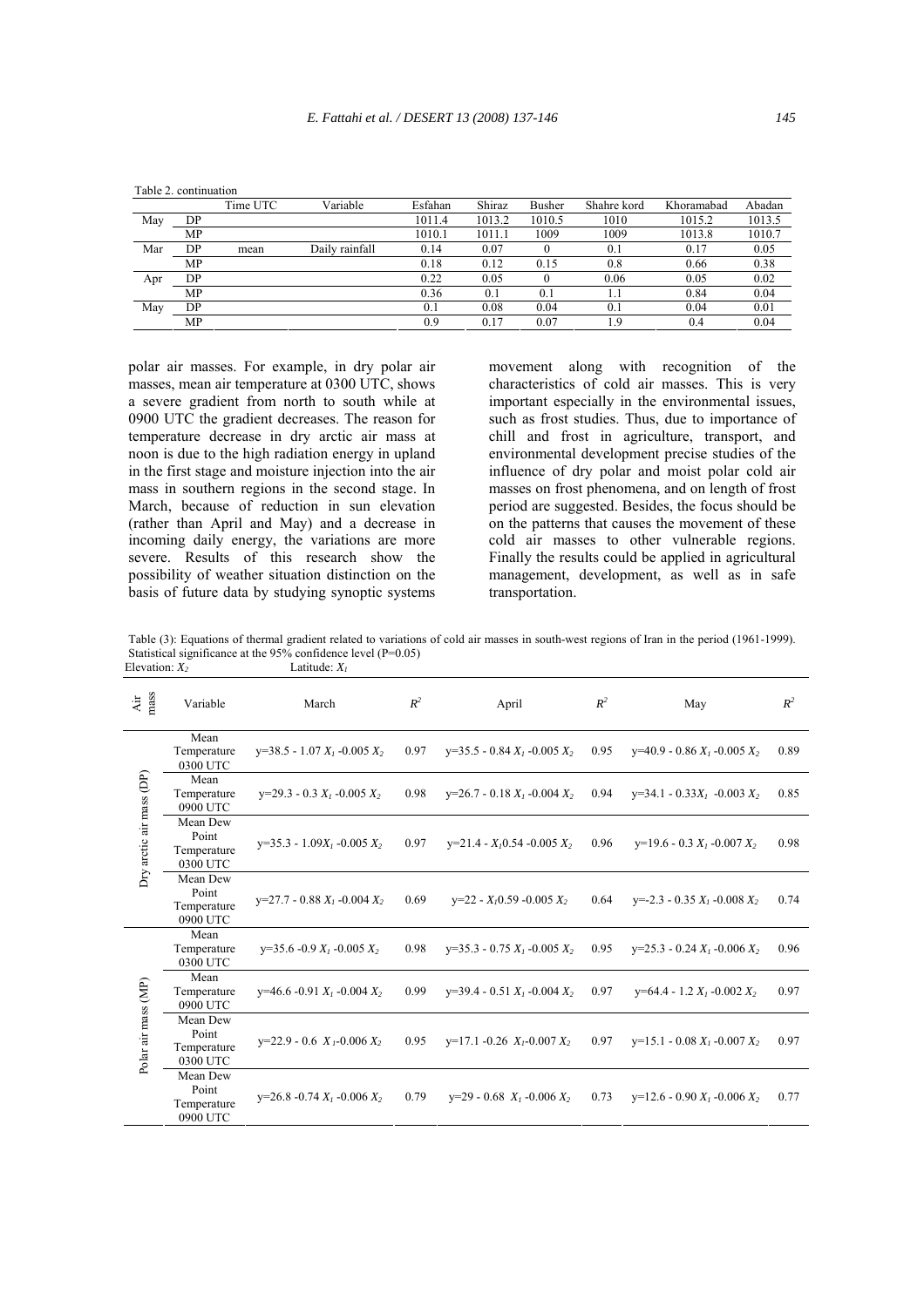Table 2. continuation

|  |  | Time UTC | Variable | Esfahan | Shiraz | Busher | Shahre kord | Khoramabad | Abadan |
|---|---|---|---|---|---|---|---|---|---|
| May | DP |  |  | 1011.4 | 1013.2 | 1010.5 | 1010 | 1015.2 | 1013.5 |
|  | MP |  |  | 1010.1 | 1011.1 | 1009 | 1009 | 1013.8 | 1010.7 |
| Mar | DP | mean | Daily rainfall | 0.14 | 0.07 | 0 | 0.1 | 0.17 | 0.05 |
|  | MP |  |  | 0.18 | 0.12 | 0.15 | 0.8 | 0.66 | 0.38 |
| Apr | DP |  |  | 0.22 | 0.05 | 0 | 0.06 | 0.05 | 0.02 |
|  | MP |  |  | 0.36 | 0.1 | 0.1 | 1.1 | 0.84 | 0.04 |
| May | DP |  |  | 0.1 | 0.08 | 0.04 | 0.1 | 0.04 | 0.01 |
|  | MP |  |  | 0.9 | 0.17 | 0.07 | 1.9 | 0.4 | 0.04 |

polar air masses. For example, in dry polar air masses, mean air temperature at 0300 UTC, shows a severe gradient from north to south while at 0900 UTC the gradient decreases. The reason for temperature decrease in dry arctic air mass at noon is due to the high radiation energy in upland in the first stage and moisture injection into the air mass in southern regions in the second stage. In March, because of reduction in sun elevation (rather than April and May) and a decrease in incoming daily energy, the variations are more severe. Results of this research show the possibility of weather situation distinction on the basis of future data by studying synoptic systems movement along with recognition of the characteristics of cold air masses. This is very important especially in the environmental issues, such as frost studies. Thus, due to importance of chill and frost in agriculture, transport, and environmental development precise studies of the influence of dry polar and moist polar cold air masses on frost phenomena, and on length of frost period are suggested. Besides, the focus should be on the patterns that causes the movement of these cold air masses to other vulnerable regions. Finally the results could be applied in agricultural management, development, as well as in safe transportation.

Table (3): Equations of thermal gradient related to variations of cold air masses in south-west regions of Iran in the period (1961-1999). Statistical significance at the 95% confidence level (P=0.05)
Elevation: $X_2$ Latitude: $X_1$

| Air mass | Variable | March | $R^2$ | April | $R^2$ | May | $R^2$ |
|---|---|---|---|---|---|---|---|
| Dry arctic air mass (DP) | Mean Temperature 0300 UTC | $y=38.5 - 1.07 X_1 - 0.005 X_2$ | 0.97 | $y=35.5 - 0.84 X_1 - 0.005 X_2$ | 0.95 | $y=40.9 - 0.86 X_1 - 0.005 X_2$ | 0.89 |
|  | Mean Temperature 0900 UTC | $y=29.3 - 0.3 X_1 - 0.005 X_2$ | 0.98 | $y=26.7 - 0.18 X_1 - 0.004 X_2$ | 0.94 | $y=34.1 - 0.33X_1 - 0.003 X_2$ | 0.85 |
|  | Mean Dew Point Temperature 0300 UTC | $y=35.3 - 1.09X_1 - 0.005 X_2$ | 0.97 | $y=21.4 - X_1 0.54 - 0.005 X_2$ | 0.96 | $y=19.6 - 0.3 X_1 - 0.007 X_2$ | 0.98 |
|  | Mean Dew Point Temperature 0900 UTC | $y=27.7 - 0.88 X_1 - 0.004 X_2$ | 0.69 | $y=22 - X_1 0.59 - 0.005 X_2$ | 0.64 | $y=-2.3 - 0.35 X_1 - 0.008 X_2$ | 0.74 |
| Polar air mass (MP) | Mean Temperature 0300 UTC | $y=35.6 - 0.9 X_1 - 0.005 X_2$ | 0.98 | $y=35.3 - 0.75 X_1 - 0.005 X_2$ | 0.95 | $y=25.3 - 0.24 X_1 - 0.006 X_2$ | 0.96 |
|  | Mean Temperature 0900 UTC | $y=46.6 - 0.91 X_1 - 0.004 X_2$ | 0.99 | $y=39.4 - 0.51 X_1 - 0.004 X_2$ | 0.97 | $y=64.4 - 1.2 X_1 - 0.002 X_2$ | 0.97 |
|  | Mean Dew Point Temperature 0300 UTC | $y=22.9 - 0.6 X_1 - 0.006 X_2$ | 0.95 | $y=17.1 - 0.26 X_1 - 0.007 X_2$ | 0.97 | $y=15.1 - 0.08 X_1 - 0.007 X_2$ | 0.97 |
|  | Mean Dew Point Temperature 0900 UTC | $y=26.8 - 0.74 X_1 - 0.006 X_2$ | 0.79 | $y=29 - 0.68 X_1 - 0.006 X_2$ | 0.73 | $y=12.6 - 0.90 X_1 - 0.006 X_2$ | 0.77 |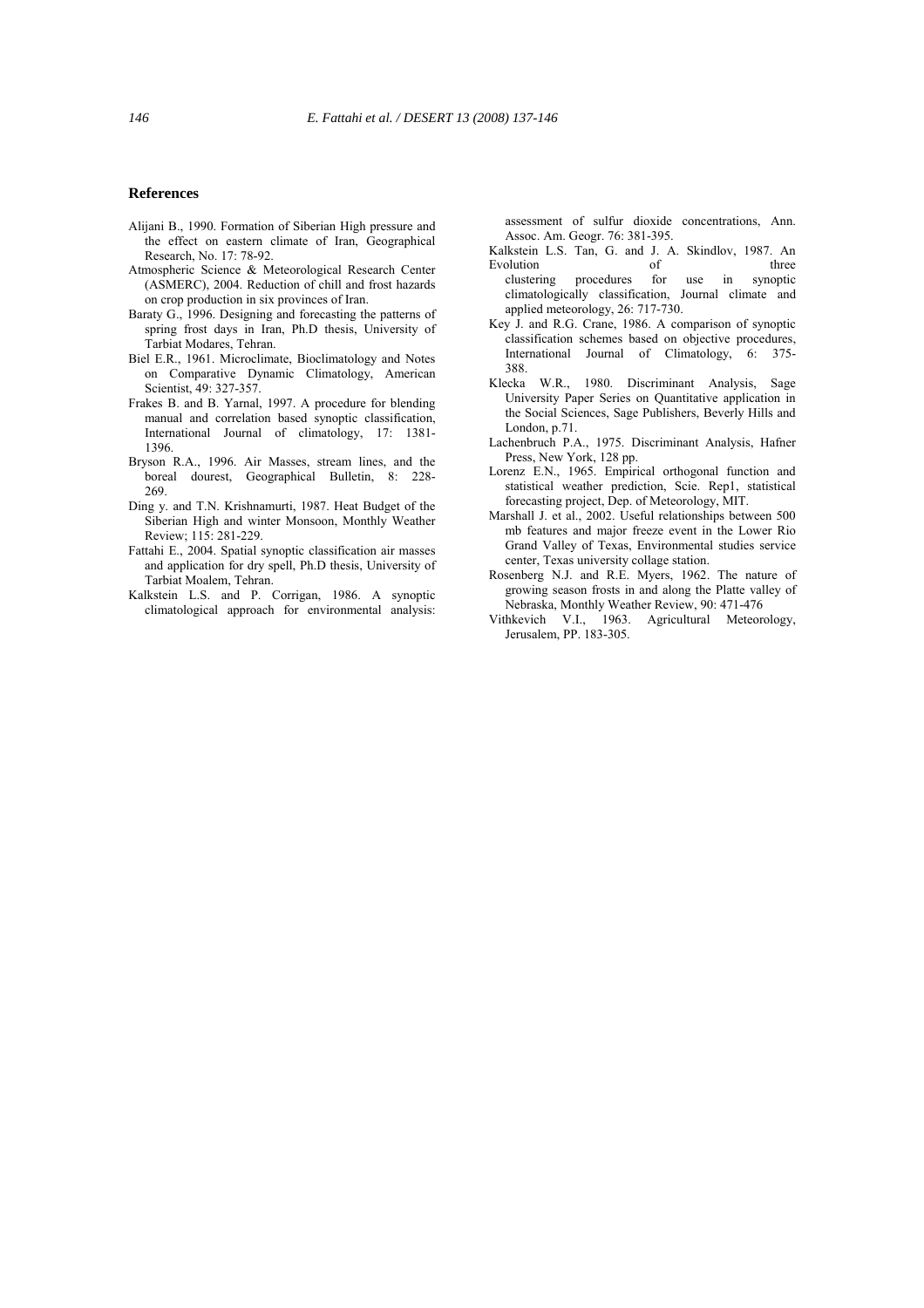## References

Alijani B., 1990. Formation of Siberian High pressure and the effect on eastern climate of Iran, Geographical Research, No. 17: 78-92.

Atmospheric Science & Meteorological Research Center (ASMERC), 2004. Reduction of chill and frost hazards on crop production in six provinces of Iran.

Baraty G., 1996. Designing and forecasting the patterns of spring frost days in Iran, Ph.D thesis, University of Tarbiat Modares, Tehran.

Biel E.R., 1961. Microclimate, Bioclimatology and Notes on Comparative Dynamic Climatology, American Scientist, 49: 327-357.

Frakes B. and B. Yarnal, 1997. A procedure for blending manual and correlation based synoptic classification, International Journal of climatology, 17: 1381-1396.

Bryson R.A., 1996. Air Masses, stream lines, and the boreal dourest, Geographical Bulletin, 8: 228-269.

Ding y. and T.N. Krishnamurti, 1987. Heat Budget of the Siberian High and winter Monsoon, Monthly Weather Review; 115: 281-229.

Fattahi E., 2004. Spatial synoptic classification air masses and application for dry spell, Ph.D thesis, University of Tarbiat Moalem, Tehran.

Kalkstein L.S. and P. Corrigan, 1986. A synoptic climatological approach for environmental analysis: assessment of sulfur dioxide concentrations, Ann. Assoc. Am. Geogr. 76: 381-395.

Kalkstein L.S. Tan, G. and J. A. Skindlov, 1987. An Evolution of three clustering procedures for use in synoptic climatologically classification, Journal climate and applied meteorology, 26: 717-730.

Key J. and R.G. Crane, 1986. A comparison of synoptic classification schemes based on objective procedures, International Journal of Climatology, 6: 375-388.

Klecka W.R., 1980. Discriminant Analysis, Sage University Paper Series on Quantitative application in the Social Sciences, Sage Publishers, Beverly Hills and London, p.71.

Lachenbruch P.A., 1975. Discriminant Analysis, Hafner Press, New York, 128 pp.

Lorenz E.N., 1965. Empirical orthogonal function and statistical weather prediction, Scie. Rep1, statistical forecasting project, Dep. of Meteorology, MIT.

Marshall J. et al., 2002. Useful relationships between 500 mb features and major freeze event in the Lower Rio Grand Valley of Texas, Environmental studies service center, Texas university collage station.

Rosenberg N.J. and R.E. Myers, 1962. The nature of growing season frosts in and along the Platte valley of Nebraska, Monthly Weather Review, 90: 471-476

Vithkevich V.I., 1963. Agricultural Meteorology, Jerusalem, PP. 183-305.